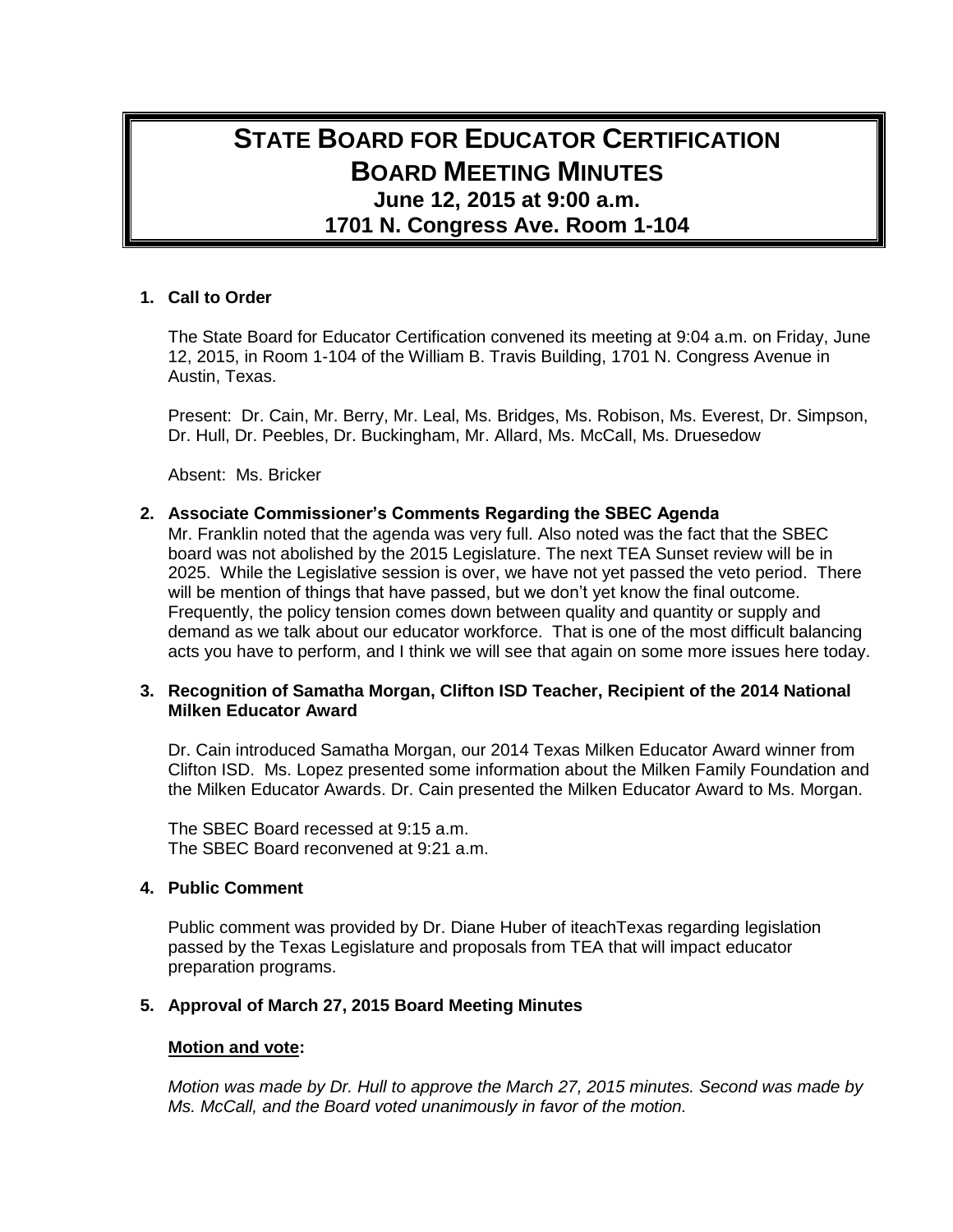# STATE BOARD FOR EDUCATOR CERTIFICATION
## BOARD MEETING MINUTES
### June 12, 2015 at 9:00 a.m.
### 1701 N. Congress Ave. Room 1-104

**1. Call to Order**

The State Board for Educator Certification convened its meeting at 9:04 a.m. on Friday, June 12, 2015, in Room 1-104 of the William B. Travis Building, 1701 N. Congress Avenue in Austin, Texas.

Present: Dr. Cain, Mr. Berry, Mr. Leal, Ms. Bridges, Ms. Robison, Ms. Everest, Dr. Simpson, Dr. Hull, Dr. Peebles, Dr. Buckingham, Mr. Allard, Ms. McCall, Ms. Druesedow

Absent: Ms. Bricker

**2. Associate Commissioner's Comments Regarding the SBEC Agenda**

Mr. Franklin noted that the agenda was very full. Also noted was the fact that the SBEC board was not abolished by the 2015 Legislature. The next TEA Sunset review will be in 2025. While the Legislative session is over, we have not yet passed the veto period. There will be mention of things that have passed, but we don't yet know the final outcome. Frequently, the policy tension comes down between quality and quantity or supply and demand as we talk about our educator workforce. That is one of the most difficult balancing acts you have to perform, and I think we will see that again on some more issues here today.

**3. Recognition of Samatha Morgan, Clifton ISD Teacher, Recipient of the 2014 National Milken Educator Award**

Dr. Cain introduced Samatha Morgan, our 2014 Texas Milken Educator Award winner from Clifton ISD. Ms. Lopez presented some information about the Milken Family Foundation and the Milken Educator Awards. Dr. Cain presented the Milken Educator Award to Ms. Morgan.

The SBEC Board recessed at 9:15 a.m.
The SBEC Board reconvened at 9:21 a.m.

**4. Public Comment**

Public comment was provided by Dr. Diane Huber of iteachTexas regarding legislation passed by the Texas Legislature and proposals from TEA that will impact educator preparation programs.

**5. Approval of March 27, 2015 Board Meeting Minutes**

**Motion and vote:**

*Motion was made by Dr. Hull to approve the March 27, 2015 minutes. Second was made by Ms. McCall, and the Board voted unanimously in favor of the motion.*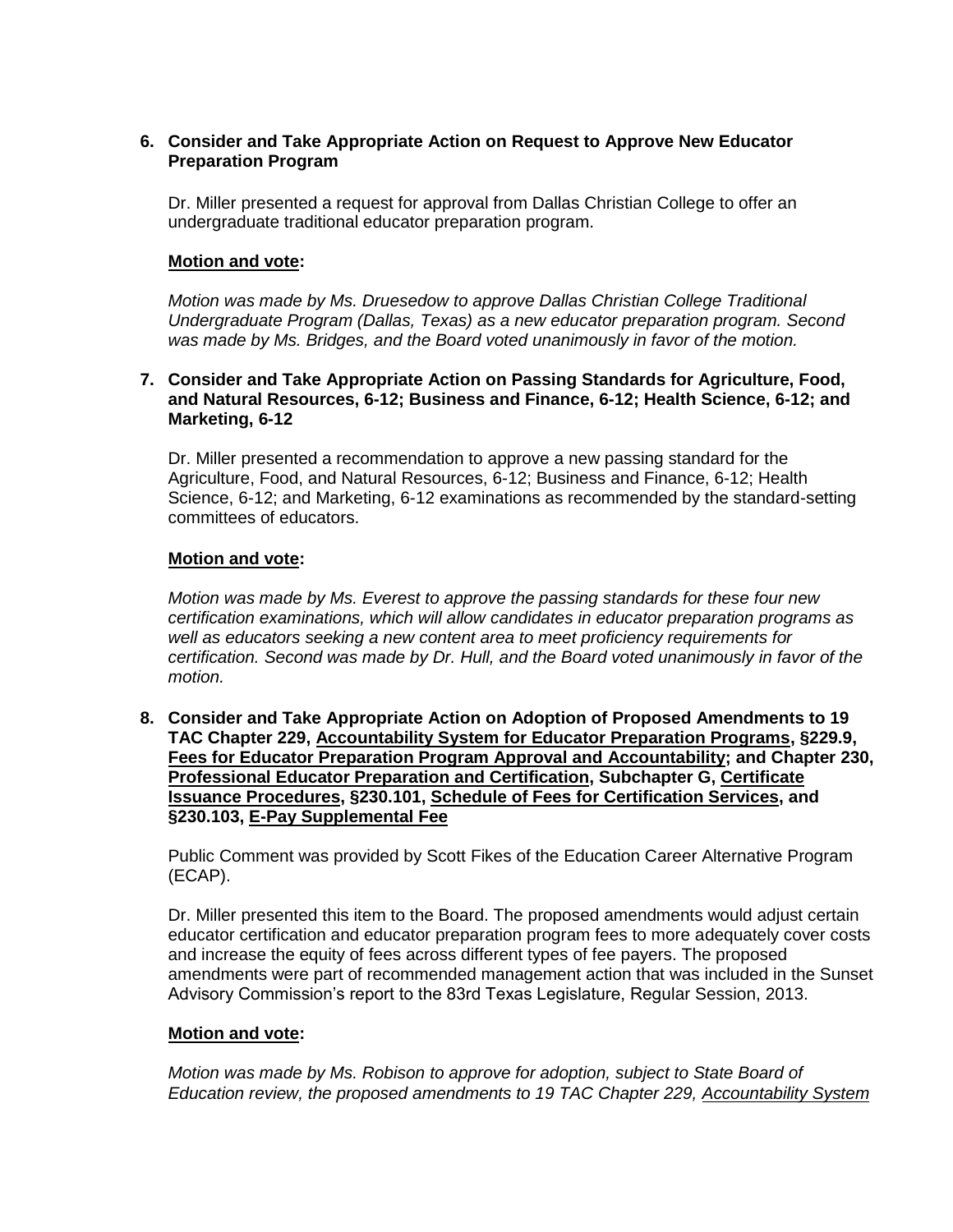**6. Consider and Take Appropriate Action on Request to Approve New Educator Preparation Program**

Dr. Miller presented a request for approval from Dallas Christian College to offer an undergraduate traditional educator preparation program.

**<u>Motion and vote</u>:**

*Motion was made by Ms. Druesedow to approve Dallas Christian College Traditional Undergraduate Program (Dallas, Texas) as a new educator preparation program. Second was made by Ms. Bridges, and the Board voted unanimously in favor of the motion.*

**7. Consider and Take Appropriate Action on Passing Standards for Agriculture, Food, and Natural Resources, 6-12; Business and Finance, 6-12; Health Science, 6-12; and Marketing, 6-12**

Dr. Miller presented a recommendation to approve a new passing standard for the Agriculture, Food, and Natural Resources, 6-12; Business and Finance, 6-12; Health Science, 6-12; and Marketing, 6-12 examinations as recommended by the standard-setting committees of educators.

**<u>Motion and vote</u>:**

*Motion was made by Ms. Everest to approve the passing standards for these four new certification examinations, which will allow candidates in educator preparation programs as well as educators seeking a new content area to meet proficiency requirements for certification. Second was made by Dr. Hull, and the Board voted unanimously in favor of the motion.*

**8. Consider and Take Appropriate Action on Adoption of Proposed Amendments to 19 TAC Chapter 229, <u>Accountability System for Educator Preparation Programs</u>, §229.9, <u>Fees for Educator Preparation Program Approval and Accountability</u>; and Chapter 230, <u>Professional Educator Preparation and Certification</u>, Subchapter G, <u>Certificate Issuance Procedures</u>, §230.101, <u>Schedule of Fees for Certification Services</u>, and §230.103, <u>E-Pay Supplemental Fee</u>**

Public Comment was provided by Scott Fikes of the Education Career Alternative Program (ECAP).

Dr. Miller presented this item to the Board. The proposed amendments would adjust certain educator certification and educator preparation program fees to more adequately cover costs and increase the equity of fees across different types of fee payers. The proposed amendments were part of recommended management action that was included in the Sunset Advisory Commission's report to the 83rd Texas Legislature, Regular Session, 2013.

**<u>Motion and vote</u>:**

*Motion was made by Ms. Robison to approve for adoption, subject to State Board of Education review, the proposed amendments to 19 TAC Chapter 229, <u>Accountability System</u>*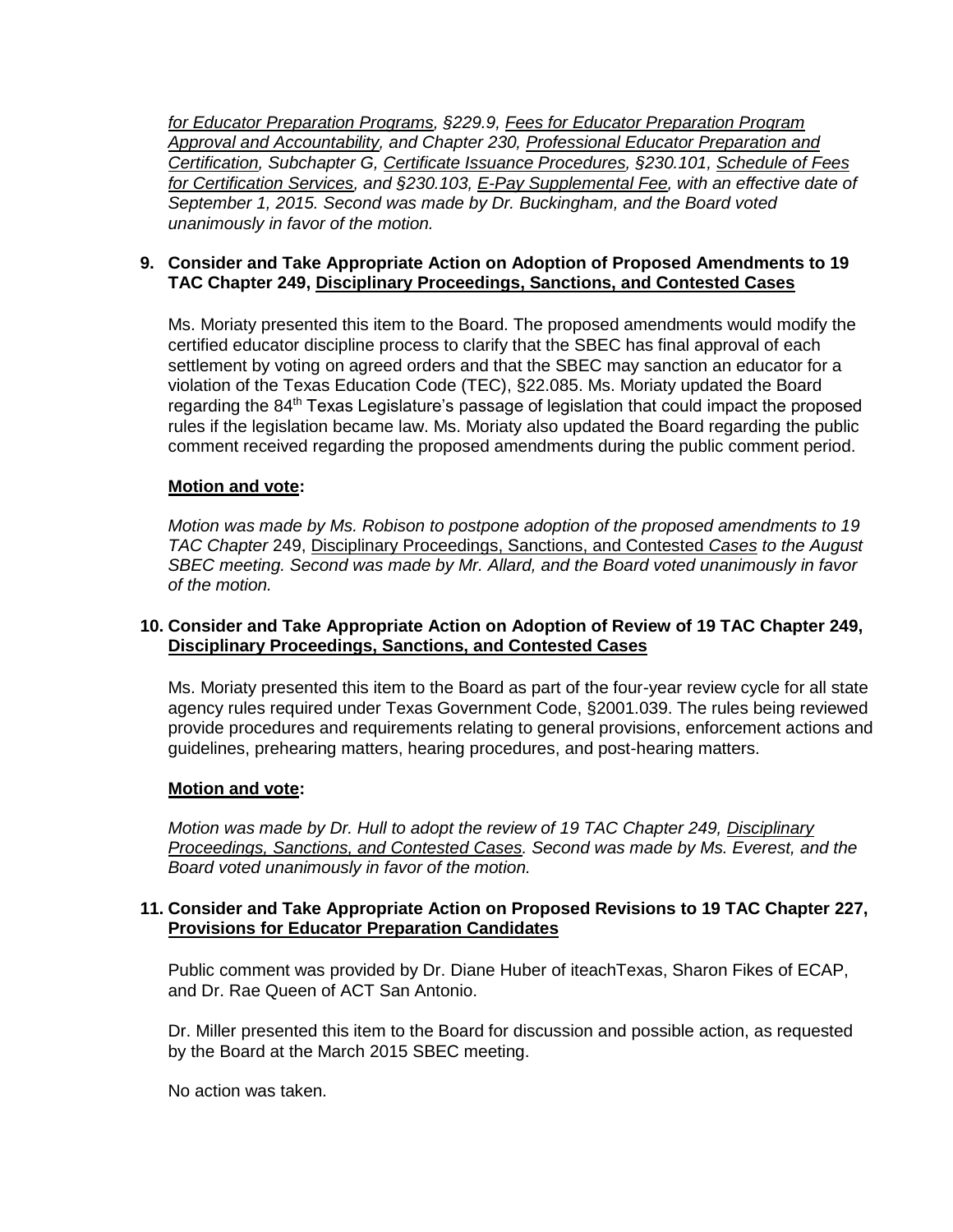*for Educator Preparation Programs, §229.9, Fees for Educator Preparation Program Approval and Accountability, and Chapter 230, Professional Educator Preparation and Certification, Subchapter G, Certificate Issuance Procedures, §230.101, Schedule of Fees for Certification Services, and §230.103, E-Pay Supplemental Fee, with an effective date of September 1, 2015. Second was made by Dr. Buckingham, and the Board voted unanimously in favor of the motion.*

**9. Consider and Take Appropriate Action on Adoption of Proposed Amendments to 19 TAC Chapter 249, Disciplinary Proceedings, Sanctions, and Contested Cases**

Ms. Moriaty presented this item to the Board. The proposed amendments would modify the certified educator discipline process to clarify that the SBEC has final approval of each settlement by voting on agreed orders and that the SBEC may sanction an educator for a violation of the Texas Education Code (TEC), §22.085. Ms. Moriaty updated the Board regarding the 84th Texas Legislature's passage of legislation that could impact the proposed rules if the legislation became law. Ms. Moriaty also updated the Board regarding the public comment received regarding the proposed amendments during the public comment period.

**Motion and vote:**

*Motion was made by Ms. Robison to postpone adoption of the proposed amendments to 19 TAC Chapter 249, Disciplinary Proceedings, Sanctions, and Contested Cases to the August SBEC meeting. Second was made by Mr. Allard, and the Board voted unanimously in favor of the motion.*

**10. Consider and Take Appropriate Action on Adoption of Review of 19 TAC Chapter 249, Disciplinary Proceedings, Sanctions, and Contested Cases**

Ms. Moriaty presented this item to the Board as part of the four-year review cycle for all state agency rules required under Texas Government Code, §2001.039. The rules being reviewed provide procedures and requirements relating to general provisions, enforcement actions and guidelines, prehearing matters, hearing procedures, and post-hearing matters.

**Motion and vote:**

*Motion was made by Dr. Hull to adopt the review of 19 TAC Chapter 249, Disciplinary Proceedings, Sanctions, and Contested Cases. Second was made by Ms. Everest, and the Board voted unanimously in favor of the motion.*

**11. Consider and Take Appropriate Action on Proposed Revisions to 19 TAC Chapter 227, Provisions for Educator Preparation Candidates**

Public comment was provided by Dr. Diane Huber of iteachTexas, Sharon Fikes of ECAP, and Dr. Rae Queen of ACT San Antonio.

Dr. Miller presented this item to the Board for discussion and possible action, as requested by the Board at the March 2015 SBEC meeting.

No action was taken.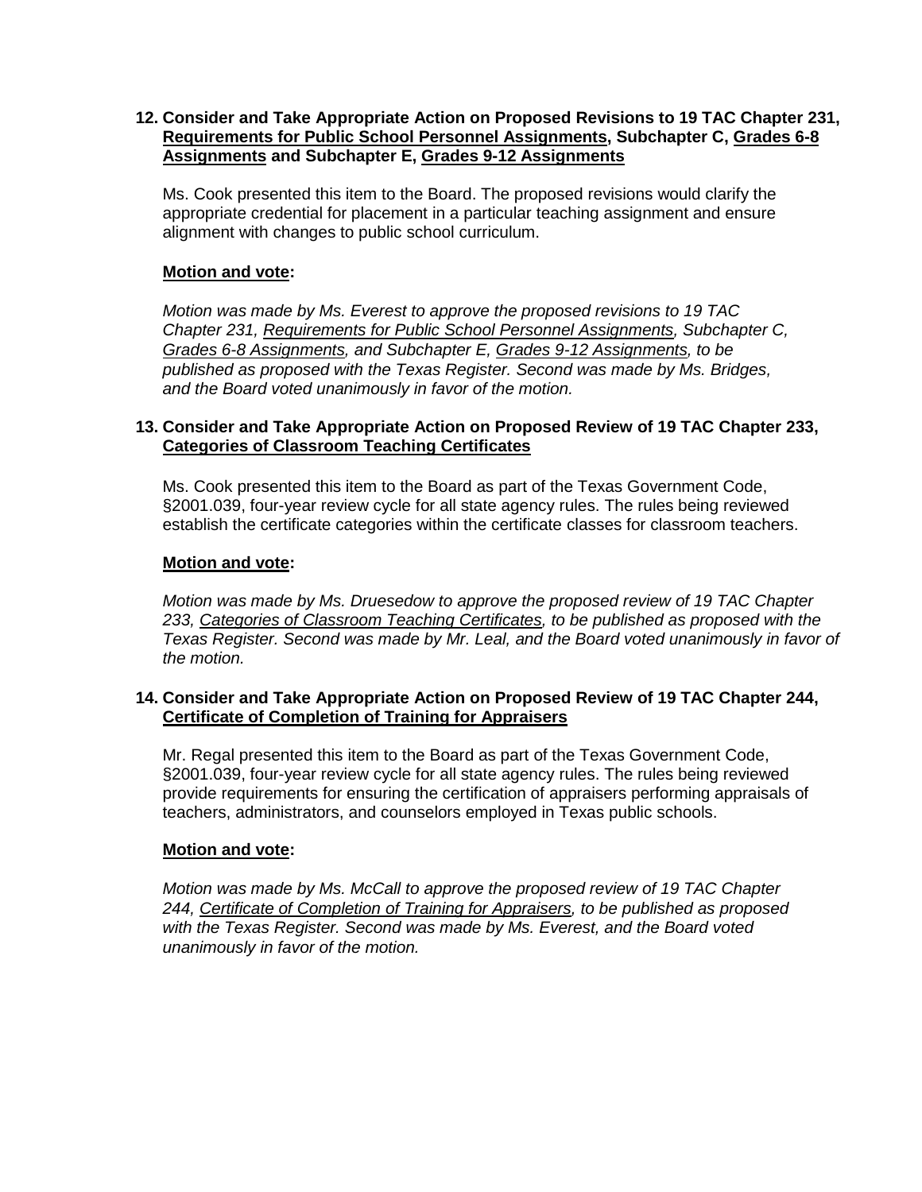**12. Consider and Take Appropriate Action on Proposed Revisions to 19 TAC Chapter 231, Requirements for Public School Personnel Assignments, Subchapter C, Grades 6-8 Assignments and Subchapter E, Grades 9-12 Assignments**

Ms. Cook presented this item to the Board. The proposed revisions would clarify the appropriate credential for placement in a particular teaching assignment and ensure alignment with changes to public school curriculum.

**Motion and vote:**

*Motion was made by Ms. Everest to approve the proposed revisions to 19 TAC Chapter 231, Requirements for Public School Personnel Assignments, Subchapter C, Grades 6-8 Assignments, and Subchapter E, Grades 9-12 Assignments, to be published as proposed with the Texas Register. Second was made by Ms. Bridges, and the Board voted unanimously in favor of the motion.*

**13. Consider and Take Appropriate Action on Proposed Review of 19 TAC Chapter 233, Categories of Classroom Teaching Certificates**

Ms. Cook presented this item to the Board as part of the Texas Government Code, §2001.039, four-year review cycle for all state agency rules. The rules being reviewed establish the certificate categories within the certificate classes for classroom teachers.

**Motion and vote:**

*Motion was made by Ms. Druesedow to approve the proposed review of 19 TAC Chapter 233, Categories of Classroom Teaching Certificates, to be published as proposed with the Texas Register. Second was made by Mr. Leal, and the Board voted unanimously in favor of the motion.*

**14. Consider and Take Appropriate Action on Proposed Review of 19 TAC Chapter 244, Certificate of Completion of Training for Appraisers**

Mr. Regal presented this item to the Board as part of the Texas Government Code, §2001.039, four-year review cycle for all state agency rules. The rules being reviewed provide requirements for ensuring the certification of appraisers performing appraisals of teachers, administrators, and counselors employed in Texas public schools.

**Motion and vote:**

*Motion was made by Ms. McCall to approve the proposed review of 19 TAC Chapter 244, Certificate of Completion of Training for Appraisers, to be published as proposed with the Texas Register. Second was made by Ms. Everest, and the Board voted unanimously in favor of the motion.*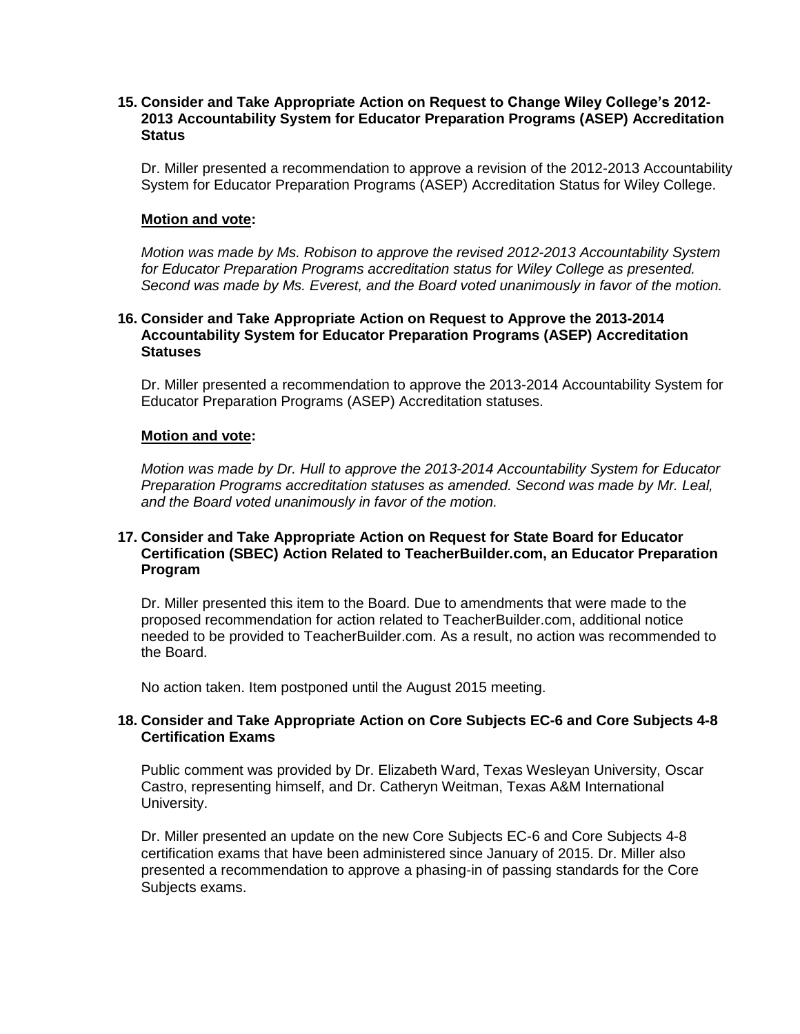**15. Consider and Take Appropriate Action on Request to Change Wiley College's 2012-2013 Accountability System for Educator Preparation Programs (ASEP) Accreditation Status**

Dr. Miller presented a recommendation to approve a revision of the 2012-2013 Accountability System for Educator Preparation Programs (ASEP) Accreditation Status for Wiley College.

**Motion and vote:**

*Motion was made by Ms. Robison to approve the revised 2012-2013 Accountability System for Educator Preparation Programs accreditation status for Wiley College as presented. Second was made by Ms. Everest, and the Board voted unanimously in favor of the motion.*

**16. Consider and Take Appropriate Action on Request to Approve the 2013-2014 Accountability System for Educator Preparation Programs (ASEP) Accreditation Statuses**

Dr. Miller presented a recommendation to approve the 2013-2014 Accountability System for Educator Preparation Programs (ASEP) Accreditation statuses.

**Motion and vote:**

*Motion was made by Dr. Hull to approve the 2013-2014 Accountability System for Educator Preparation Programs accreditation statuses as amended. Second was made by Mr. Leal, and the Board voted unanimously in favor of the motion.*

**17. Consider and Take Appropriate Action on Request for State Board for Educator Certification (SBEC) Action Related to TeacherBuilder.com, an Educator Preparation Program**

Dr. Miller presented this item to the Board. Due to amendments that were made to the proposed recommendation for action related to TeacherBuilder.com, additional notice needed to be provided to TeacherBuilder.com. As a result, no action was recommended to the Board.

No action taken. Item postponed until the August 2015 meeting.

**18. Consider and Take Appropriate Action on Core Subjects EC-6 and Core Subjects 4-8 Certification Exams**

Public comment was provided by Dr. Elizabeth Ward, Texas Wesleyan University, Oscar Castro, representing himself, and Dr. Catheryn Weitman, Texas A&M International University.

Dr. Miller presented an update on the new Core Subjects EC-6 and Core Subjects 4-8 certification exams that have been administered since January of 2015. Dr. Miller also presented a recommendation to approve a phasing-in of passing standards for the Core Subjects exams.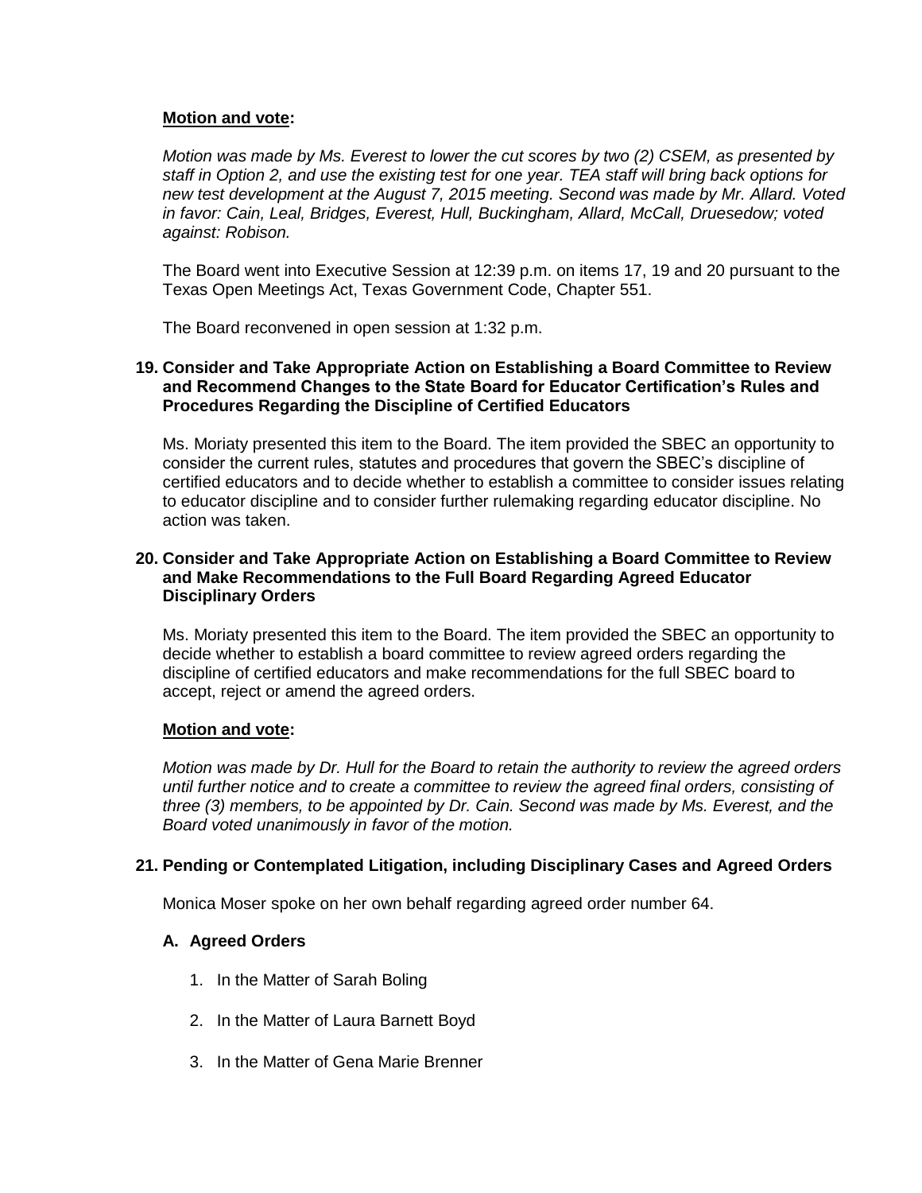**Motion and vote:**

*Motion was made by Ms. Everest to lower the cut scores by two (2) CSEM, as presented by staff in Option 2, and use the existing test for one year. TEA staff will bring back options for new test development at the August 7, 2015 meeting. Second was made by Mr. Allard. Voted in favor: Cain, Leal, Bridges, Everest, Hull, Buckingham, Allard, McCall, Druesedow; voted against: Robison.*

The Board went into Executive Session at 12:39 p.m. on items 17, 19 and 20 pursuant to the Texas Open Meetings Act, Texas Government Code, Chapter 551.

The Board reconvened in open session at 1:32 p.m.

**19. Consider and Take Appropriate Action on Establishing a Board Committee to Review and Recommend Changes to the State Board for Educator Certification's Rules and Procedures Regarding the Discipline of Certified Educators**

Ms. Moriaty presented this item to the Board. The item provided the SBEC an opportunity to consider the current rules, statutes and procedures that govern the SBEC's discipline of certified educators and to decide whether to establish a committee to consider issues relating to educator discipline and to consider further rulemaking regarding educator discipline. No action was taken.

**20. Consider and Take Appropriate Action on Establishing a Board Committee to Review and Make Recommendations to the Full Board Regarding Agreed Educator Disciplinary Orders**

Ms. Moriaty presented this item to the Board. The item provided the SBEC an opportunity to decide whether to establish a board committee to review agreed orders regarding the discipline of certified educators and make recommendations for the full SBEC board to accept, reject or amend the agreed orders.

**Motion and vote:**

*Motion was made by Dr. Hull for the Board to retain the authority to review the agreed orders until further notice and to create a committee to review the agreed final orders, consisting of three (3) members, to be appointed by Dr. Cain. Second was made by Ms. Everest, and the Board voted unanimously in favor of the motion.*

**21. Pending or Contemplated Litigation, including Disciplinary Cases and Agreed Orders**

Monica Moser spoke on her own behalf regarding agreed order number 64.

**A. Agreed Orders**

1. In the Matter of Sarah Boling
2. In the Matter of Laura Barnett Boyd
3. In the Matter of Gena Marie Brenner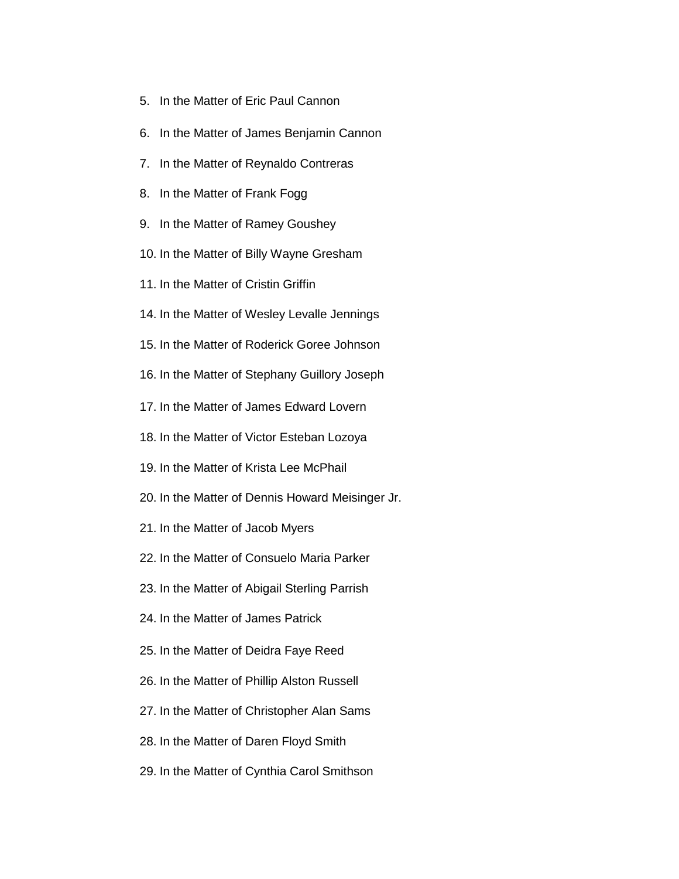5. In the Matter of Eric Paul Cannon
6. In the Matter of James Benjamin Cannon
7. In the Matter of Reynaldo Contreras
8. In the Matter of Frank Fogg
9. In the Matter of Ramey Goushey
10. In the Matter of Billy Wayne Gresham
11. In the Matter of Cristin Griffin
14. In the Matter of Wesley Levalle Jennings
15. In the Matter of Roderick Goree Johnson
16. In the Matter of Stephany Guillory Joseph
17. In the Matter of James Edward Lovern
18. In the Matter of Victor Esteban Lozoya
19. In the Matter of Krista Lee McPhail
20. In the Matter of Dennis Howard Meisinger Jr.
21. In the Matter of Jacob Myers
22. In the Matter of Consuelo Maria Parker
23. In the Matter of Abigail Sterling Parrish
24. In the Matter of James Patrick
25. In the Matter of Deidra Faye Reed
26. In the Matter of Phillip Alston Russell
27. In the Matter of Christopher Alan Sams
28. In the Matter of Daren Floyd Smith
29. In the Matter of Cynthia Carol Smithson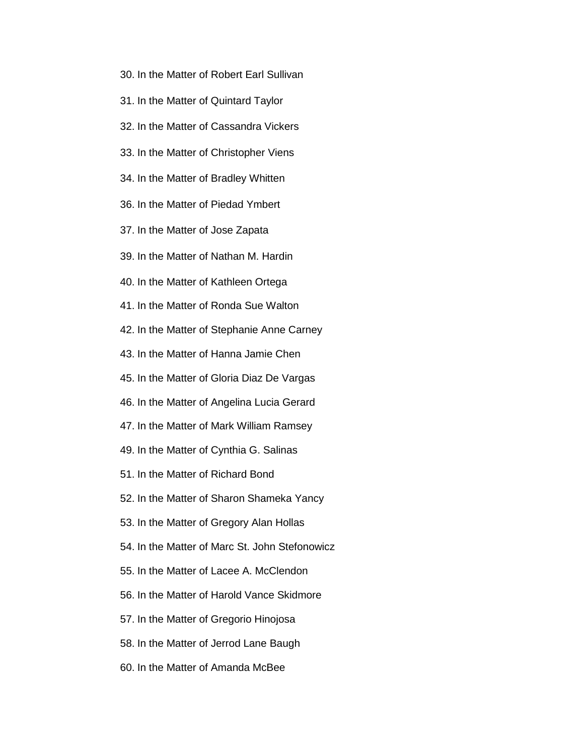30. In the Matter of Robert Earl Sullivan

31. In the Matter of Quintard Taylor

32. In the Matter of Cassandra Vickers

33. In the Matter of Christopher Viens

34. In the Matter of Bradley Whitten

36. In the Matter of Piedad Ymbert

37. In the Matter of Jose Zapata

39. In the Matter of Nathan M. Hardin

40. In the Matter of Kathleen Ortega

41. In the Matter of Ronda Sue Walton

42. In the Matter of Stephanie Anne Carney

43. In the Matter of Hanna Jamie Chen

45. In the Matter of Gloria Diaz De Vargas

46. In the Matter of Angelina Lucia Gerard

47. In the Matter of Mark William Ramsey

49. In the Matter of Cynthia G. Salinas

51. In the Matter of Richard Bond

52. In the Matter of Sharon Shameka Yancy

53. In the Matter of Gregory Alan Hollas

54. In the Matter of Marc St. John Stefonowicz

55. In the Matter of Lacee A. McClendon

56. In the Matter of Harold Vance Skidmore

57. In the Matter of Gregorio Hinojosa

58. In the Matter of Jerrod Lane Baugh

60. In the Matter of Amanda McBee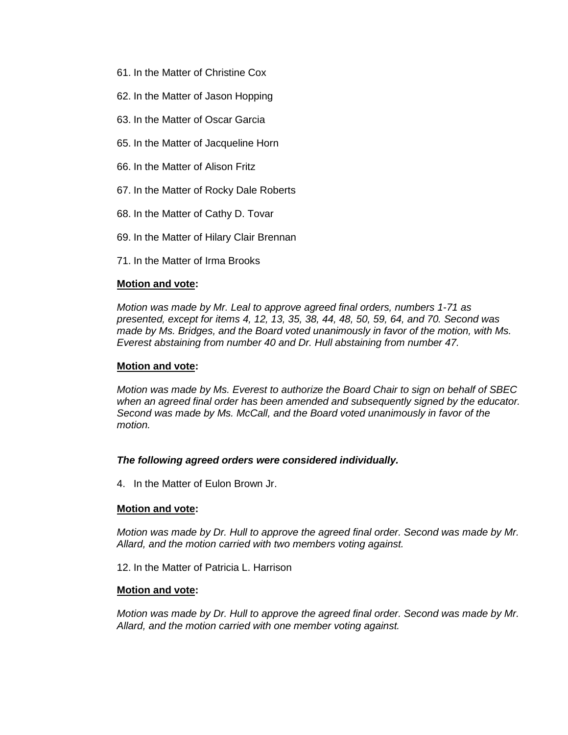61. In the Matter of Christine Cox

62. In the Matter of Jason Hopping

63. In the Matter of Oscar Garcia

65. In the Matter of Jacqueline Horn

66. In the Matter of Alison Fritz

67. In the Matter of Rocky Dale Roberts

68. In the Matter of Cathy D. Tovar

69. In the Matter of Hilary Clair Brennan

71. In the Matter of Irma Brooks

**Motion and vote:**

*Motion was made by Mr. Leal to approve agreed final orders, numbers 1-71 as presented, except for items 4, 12, 13, 35, 38, 44, 48, 50, 59, 64, and 70. Second was made by Ms. Bridges, and the Board voted unanimously in favor of the motion, with Ms. Everest abstaining from number 40 and Dr. Hull abstaining from number 47.*

**Motion and vote:**

*Motion was made by Ms. Everest to authorize the Board Chair to sign on behalf of SBEC when an agreed final order has been amended and subsequently signed by the educator. Second was made by Ms. McCall, and the Board voted unanimously in favor of the motion.*

***The following agreed orders were considered individually.***

4. In the Matter of Eulon Brown Jr.

**Motion and vote:**

*Motion was made by Dr. Hull to approve the agreed final order. Second was made by Mr. Allard, and the motion carried with two members voting against.*

12. In the Matter of Patricia L. Harrison

**Motion and vote:**

*Motion was made by Dr. Hull to approve the agreed final order. Second was made by Mr. Allard, and the motion carried with one member voting against.*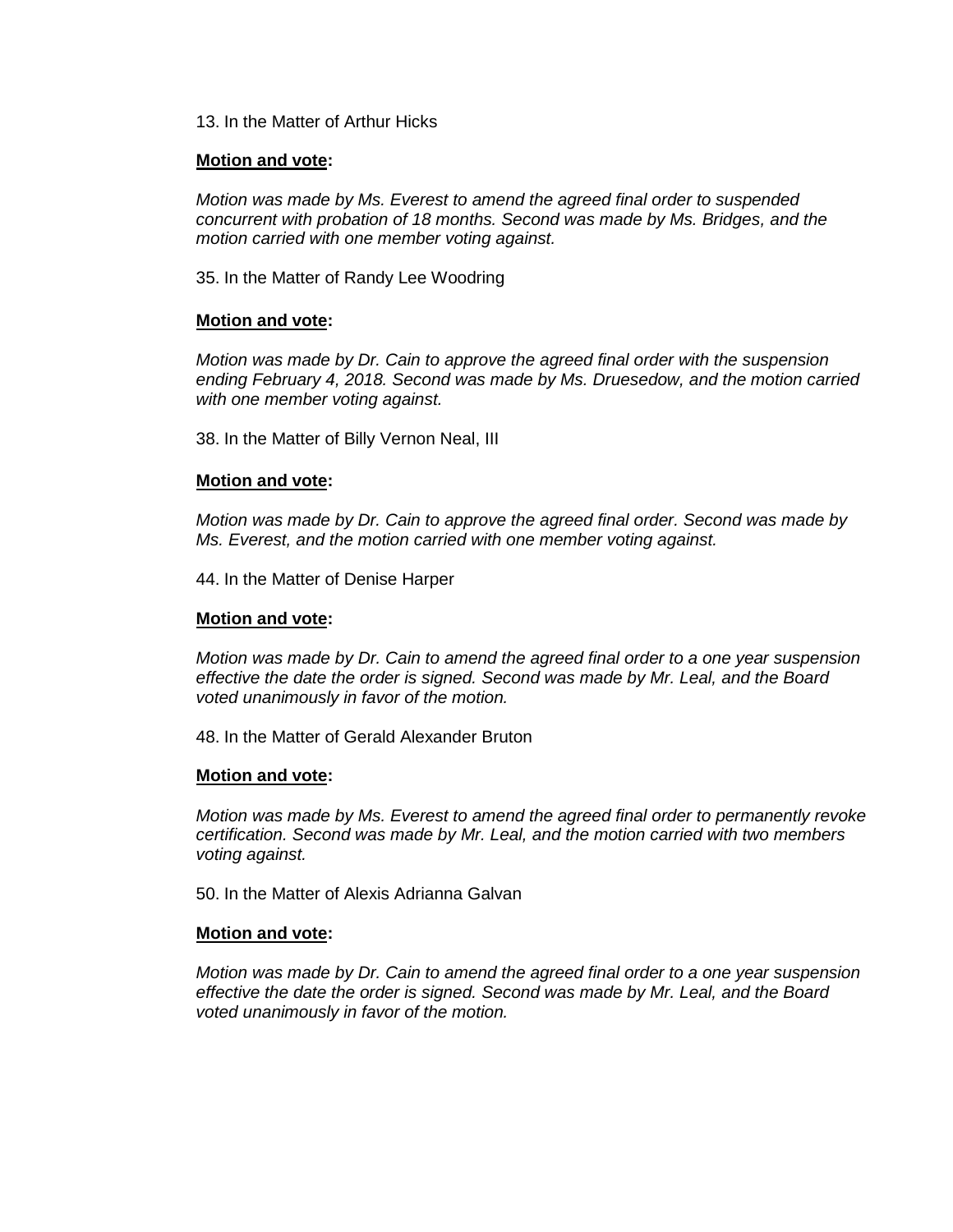13. In the Matter of Arthur Hicks

**Motion and vote:**

*Motion was made by Ms. Everest to amend the agreed final order to suspended concurrent with probation of 18 months. Second was made by Ms. Bridges, and the motion carried with one member voting against.*

35. In the Matter of Randy Lee Woodring

**Motion and vote:**

*Motion was made by Dr. Cain to approve the agreed final order with the suspension ending February 4, 2018. Second was made by Ms. Druesedow, and the motion carried with one member voting against.*

38. In the Matter of Billy Vernon Neal, III

**Motion and vote:**

*Motion was made by Dr. Cain to approve the agreed final order. Second was made by Ms. Everest, and the motion carried with one member voting against.*

44. In the Matter of Denise Harper

**Motion and vote:**

*Motion was made by Dr. Cain to amend the agreed final order to a one year suspension effective the date the order is signed. Second was made by Mr. Leal, and the Board voted unanimously in favor of the motion.*

48. In the Matter of Gerald Alexander Bruton

**Motion and vote:**

*Motion was made by Ms. Everest to amend the agreed final order to permanently revoke certification. Second was made by Mr. Leal, and the motion carried with two members voting against.*

50. In the Matter of Alexis Adrianna Galvan

**Motion and vote:**

*Motion was made by Dr. Cain to amend the agreed final order to a one year suspension effective the date the order is signed. Second was made by Mr. Leal, and the Board voted unanimously in favor of the motion.*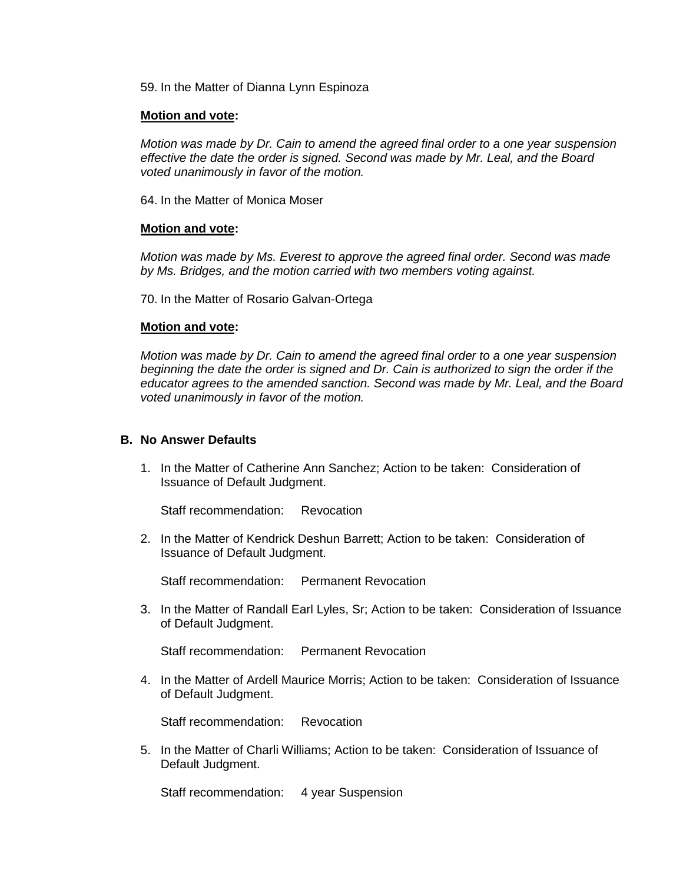59. In the Matter of Dianna Lynn Espinoza

**Motion and vote:**

*Motion was made by Dr. Cain to amend the agreed final order to a one year suspension effective the date the order is signed. Second was made by Mr. Leal, and the Board voted unanimously in favor of the motion.*

64. In the Matter of Monica Moser

**Motion and vote:**

*Motion was made by Ms. Everest to approve the agreed final order. Second was made by Ms. Bridges, and the motion carried with two members voting against.*

70. In the Matter of Rosario Galvan-Ortega

**Motion and vote:**

*Motion was made by Dr. Cain to amend the agreed final order to a one year suspension beginning the date the order is signed and Dr. Cain is authorized to sign the order if the educator agrees to the amended sanction. Second was made by Mr. Leal, and the Board voted unanimously in favor of the motion.*

**B. No Answer Defaults**

1. In the Matter of Catherine Ann Sanchez; Action to be taken: Consideration of Issuance of Default Judgment.

   Staff recommendation: Revocation

2. In the Matter of Kendrick Deshun Barrett; Action to be taken: Consideration of Issuance of Default Judgment.

   Staff recommendation: Permanent Revocation

3. In the Matter of Randall Earl Lyles, Sr; Action to be taken: Consideration of Issuance of Default Judgment.

   Staff recommendation: Permanent Revocation

4. In the Matter of Ardell Maurice Morris; Action to be taken: Consideration of Issuance of Default Judgment.

   Staff recommendation: Revocation

5. In the Matter of Charli Williams; Action to be taken: Consideration of Issuance of Default Judgment.

   Staff recommendation: 4 year Suspension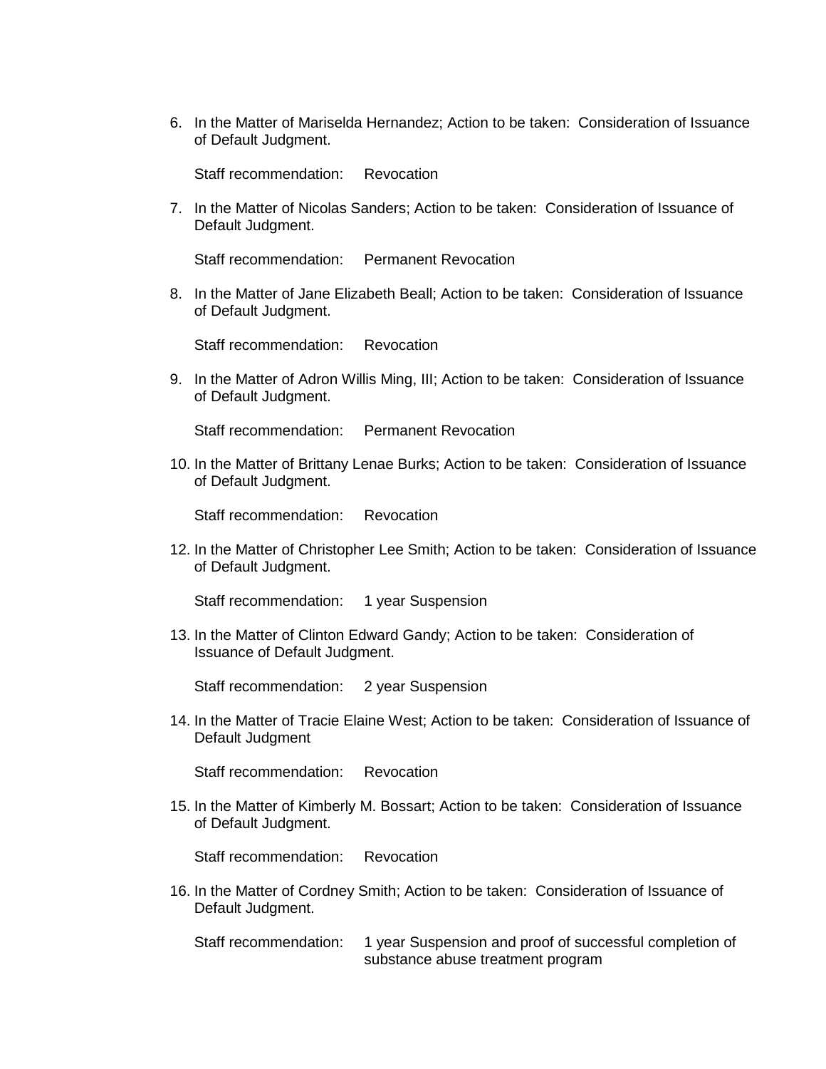6. In the Matter of Mariselda Hernandez; Action to be taken: Consideration of Issuance of Default Judgment.

   Staff recommendation: Revocation

7. In the Matter of Nicolas Sanders; Action to be taken: Consideration of Issuance of Default Judgment.

   Staff recommendation: Permanent Revocation

8. In the Matter of Jane Elizabeth Beall; Action to be taken: Consideration of Issuance of Default Judgment.

   Staff recommendation: Revocation

9. In the Matter of Adron Willis Ming, III; Action to be taken: Consideration of Issuance of Default Judgment.

   Staff recommendation: Permanent Revocation

10. In the Matter of Brittany Lenae Burks; Action to be taken: Consideration of Issuance of Default Judgment.

    Staff recommendation: Revocation

12. In the Matter of Christopher Lee Smith; Action to be taken: Consideration of Issuance of Default Judgment.

    Staff recommendation: 1 year Suspension

13. In the Matter of Clinton Edward Gandy; Action to be taken: Consideration of Issuance of Default Judgment.

    Staff recommendation: 2 year Suspension

14. In the Matter of Tracie Elaine West; Action to be taken: Consideration of Issuance of Default Judgment

    Staff recommendation: Revocation

15. In the Matter of Kimberly M. Bossart; Action to be taken: Consideration of Issuance of Default Judgment.

    Staff recommendation: Revocation

16. In the Matter of Cordney Smith; Action to be taken: Consideration of Issuance of Default Judgment.

    Staff recommendation: 1 year Suspension and proof of successful completion of substance abuse treatment program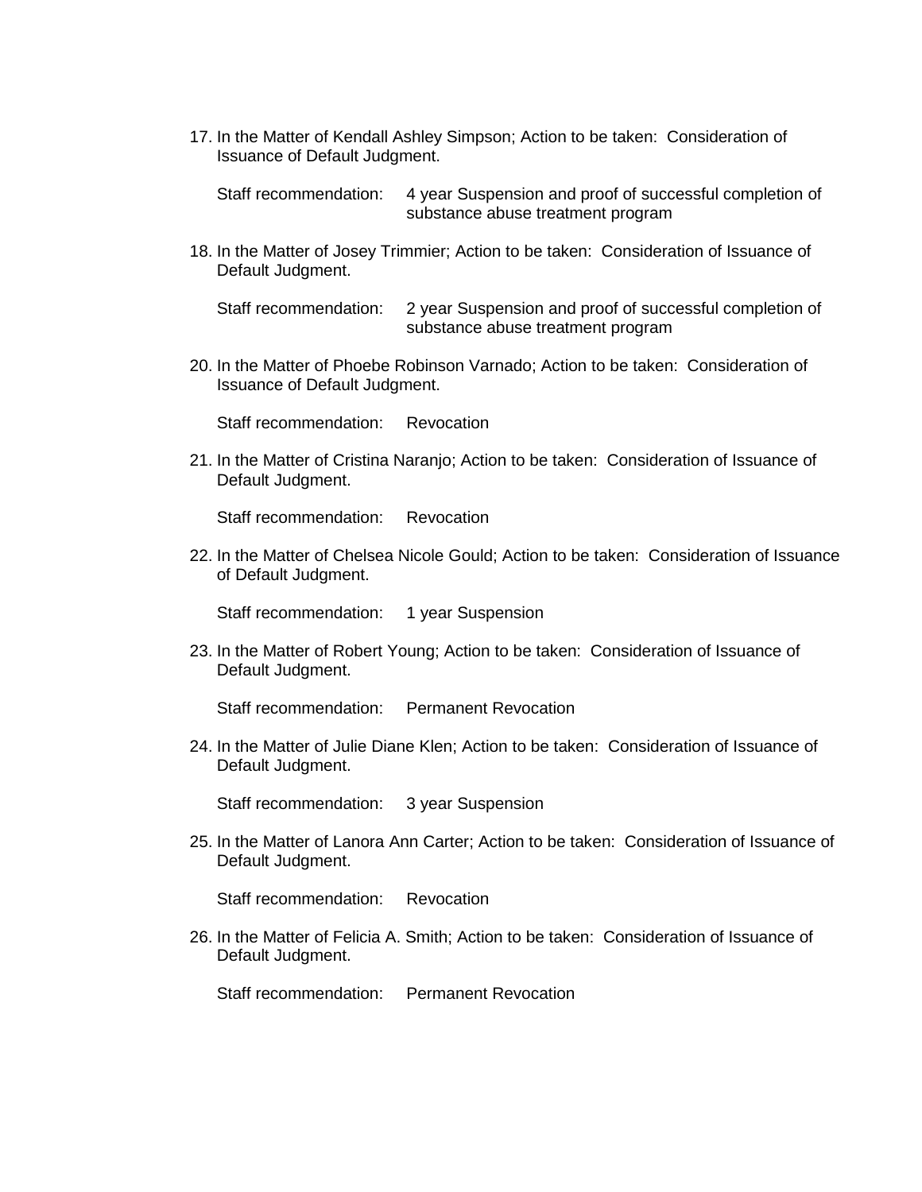17. In the Matter of Kendall Ashley Simpson; Action to be taken: Consideration of Issuance of Default Judgment.

    Staff recommendation: 4 year Suspension and proof of successful completion of substance abuse treatment program

18. In the Matter of Josey Trimmier; Action to be taken: Consideration of Issuance of Default Judgment.

    Staff recommendation: 2 year Suspension and proof of successful completion of substance abuse treatment program

20. In the Matter of Phoebe Robinson Varnado; Action to be taken: Consideration of Issuance of Default Judgment.

    Staff recommendation: Revocation

21. In the Matter of Cristina Naranjo; Action to be taken: Consideration of Issuance of Default Judgment.

    Staff recommendation: Revocation

22. In the Matter of Chelsea Nicole Gould; Action to be taken: Consideration of Issuance of Default Judgment.

    Staff recommendation: 1 year Suspension

23. In the Matter of Robert Young; Action to be taken: Consideration of Issuance of Default Judgment.

    Staff recommendation: Permanent Revocation

24. In the Matter of Julie Diane Klen; Action to be taken: Consideration of Issuance of Default Judgment.

    Staff recommendation: 3 year Suspension

25. In the Matter of Lanora Ann Carter; Action to be taken: Consideration of Issuance of Default Judgment.

    Staff recommendation: Revocation

26. In the Matter of Felicia A. Smith; Action to be taken: Consideration of Issuance of Default Judgment.

    Staff recommendation: Permanent Revocation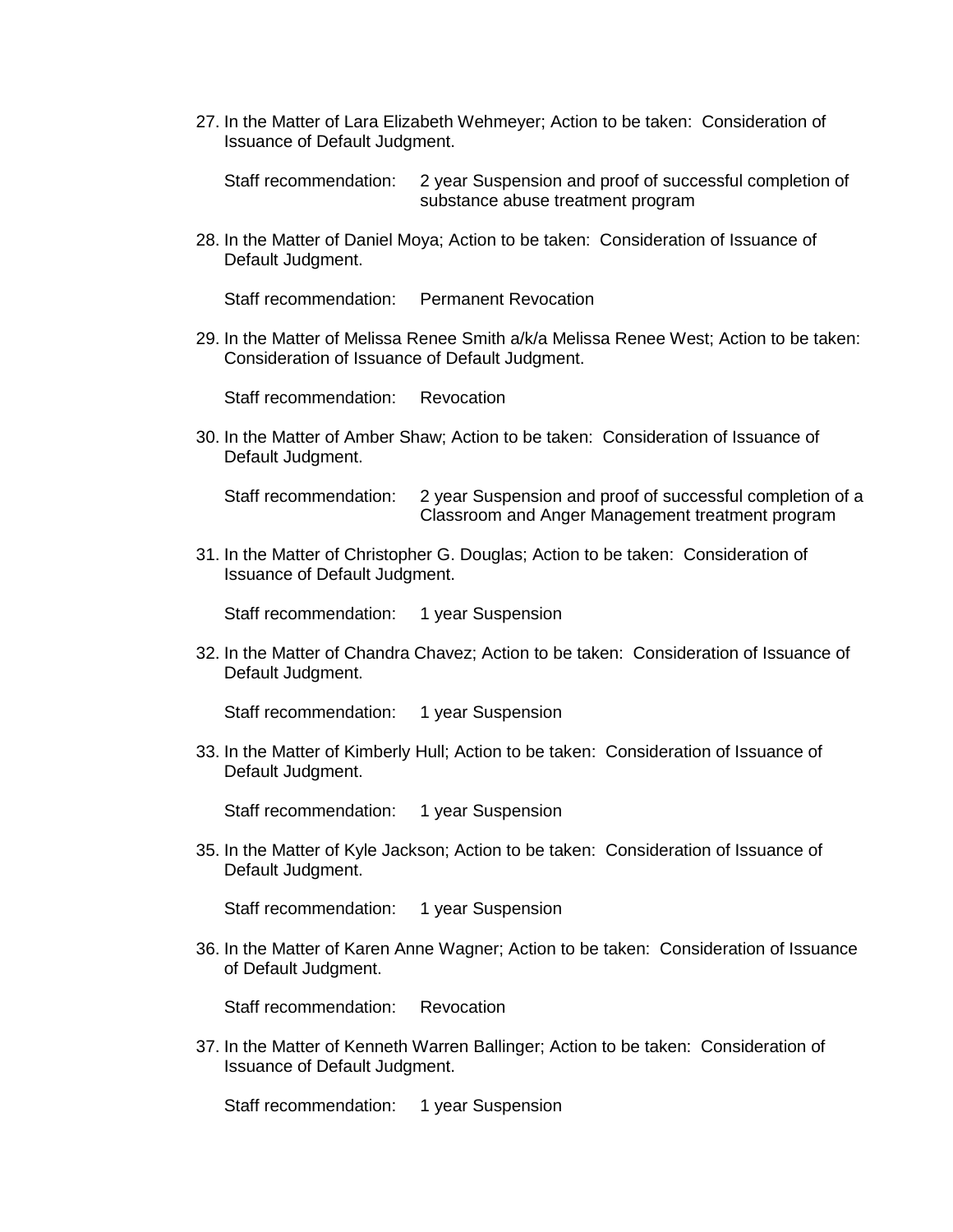27. In the Matter of Lara Elizabeth Wehmeyer; Action to be taken: Consideration of Issuance of Default Judgment.

    Staff recommendation: 2 year Suspension and proof of successful completion of substance abuse treatment program

28. In the Matter of Daniel Moya; Action to be taken: Consideration of Issuance of Default Judgment.

    Staff recommendation: Permanent Revocation

29. In the Matter of Melissa Renee Smith a/k/a Melissa Renee West; Action to be taken: Consideration of Issuance of Default Judgment.

    Staff recommendation: Revocation

30. In the Matter of Amber Shaw; Action to be taken: Consideration of Issuance of Default Judgment.

    Staff recommendation: 2 year Suspension and proof of successful completion of a Classroom and Anger Management treatment program

31. In the Matter of Christopher G. Douglas; Action to be taken: Consideration of Issuance of Default Judgment.

    Staff recommendation: 1 year Suspension

32. In the Matter of Chandra Chavez; Action to be taken: Consideration of Issuance of Default Judgment.

    Staff recommendation: 1 year Suspension

33. In the Matter of Kimberly Hull; Action to be taken: Consideration of Issuance of Default Judgment.

    Staff recommendation: 1 year Suspension

35. In the Matter of Kyle Jackson; Action to be taken: Consideration of Issuance of Default Judgment.

    Staff recommendation: 1 year Suspension

36. In the Matter of Karen Anne Wagner; Action to be taken: Consideration of Issuance of Default Judgment.

    Staff recommendation: Revocation

37. In the Matter of Kenneth Warren Ballinger; Action to be taken: Consideration of Issuance of Default Judgment.

    Staff recommendation: 1 year Suspension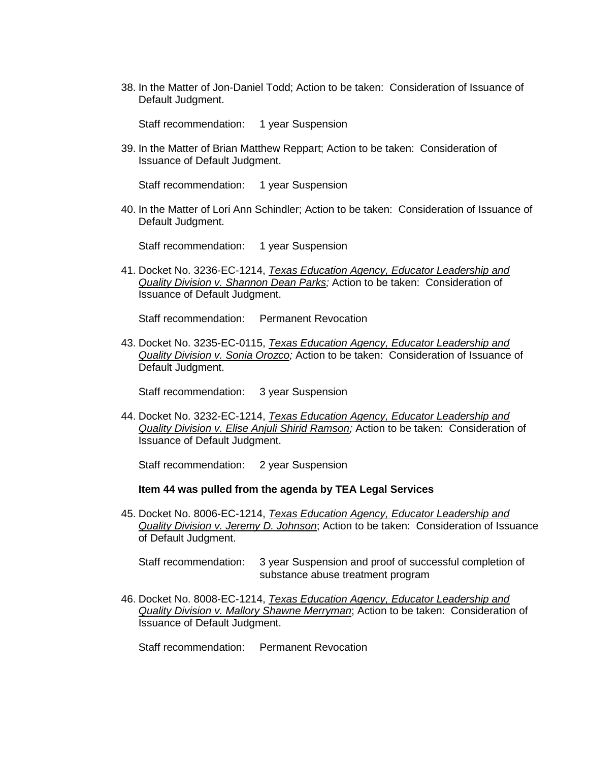38. In the Matter of Jon-Daniel Todd; Action to be taken: Consideration of Issuance of Default Judgment.

    Staff recommendation: 1 year Suspension

39. In the Matter of Brian Matthew Reppart; Action to be taken: Consideration of Issuance of Default Judgment.

    Staff recommendation: 1 year Suspension

40. In the Matter of Lori Ann Schindler; Action to be taken: Consideration of Issuance of Default Judgment.

    Staff recommendation: 1 year Suspension

41. Docket No. 3236-EC-1214, *Texas Education Agency, Educator Leadership and Quality Division v. Shannon Dean Parks;* Action to be taken: Consideration of Issuance of Default Judgment.

    Staff recommendation: Permanent Revocation

43. Docket No. 3235-EC-0115, *Texas Education Agency, Educator Leadership and Quality Division v. Sonia Orozco;* Action to be taken: Consideration of Issuance of Default Judgment.

    Staff recommendation: 3 year Suspension

44. Docket No. 3232-EC-1214, *Texas Education Agency, Educator Leadership and Quality Division v. Elise Anjuli Shirid Ramson;* Action to be taken: Consideration of Issuance of Default Judgment.

    Staff recommendation: 2 year Suspension

    **Item 44 was pulled from the agenda by TEA Legal Services**

45. Docket No. 8006-EC-1214, *Texas Education Agency, Educator Leadership and Quality Division v. Jeremy D. Johnson*; Action to be taken: Consideration of Issuance of Default Judgment.

    Staff recommendation: 3 year Suspension and proof of successful completion of substance abuse treatment program

46. Docket No. 8008-EC-1214, *Texas Education Agency, Educator Leadership and Quality Division v. Mallory Shawne Merryman*; Action to be taken: Consideration of Issuance of Default Judgment.

    Staff recommendation: Permanent Revocation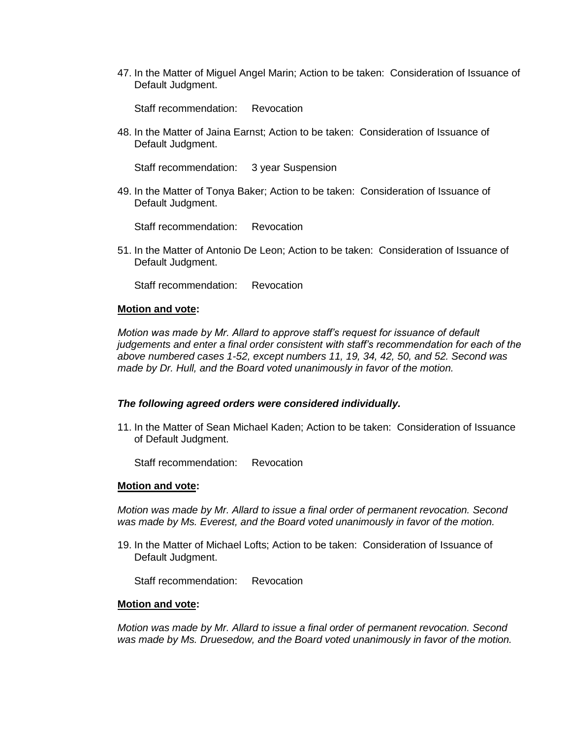47. In the Matter of Miguel Angel Marin; Action to be taken: Consideration of Issuance of Default Judgment.

    Staff recommendation: Revocation

48. In the Matter of Jaina Earnst; Action to be taken: Consideration of Issuance of Default Judgment.

    Staff recommendation: 3 year Suspension

49. In the Matter of Tonya Baker; Action to be taken: Consideration of Issuance of Default Judgment.

    Staff recommendation: Revocation

51. In the Matter of Antonio De Leon; Action to be taken: Consideration of Issuance of Default Judgment.

    Staff recommendation: Revocation

**Motion and vote:**

*Motion was made by Mr. Allard to approve staff's request for issuance of default judgements and enter a final order consistent with staff's recommendation for each of the above numbered cases 1-52, except numbers 11, 19, 34, 42, 50, and 52. Second was made by Dr. Hull, and the Board voted unanimously in favor of the motion.*

***The following agreed orders were considered individually.***

11. In the Matter of Sean Michael Kaden; Action to be taken: Consideration of Issuance of Default Judgment.

    Staff recommendation: Revocation

**Motion and vote:**

*Motion was made by Mr. Allard to issue a final order of permanent revocation. Second was made by Ms. Everest, and the Board voted unanimously in favor of the motion.*

19. In the Matter of Michael Lofts; Action to be taken: Consideration of Issuance of Default Judgment.

    Staff recommendation: Revocation

**Motion and vote:**

*Motion was made by Mr. Allard to issue a final order of permanent revocation. Second was made by Ms. Druesedow, and the Board voted unanimously in favor of the motion.*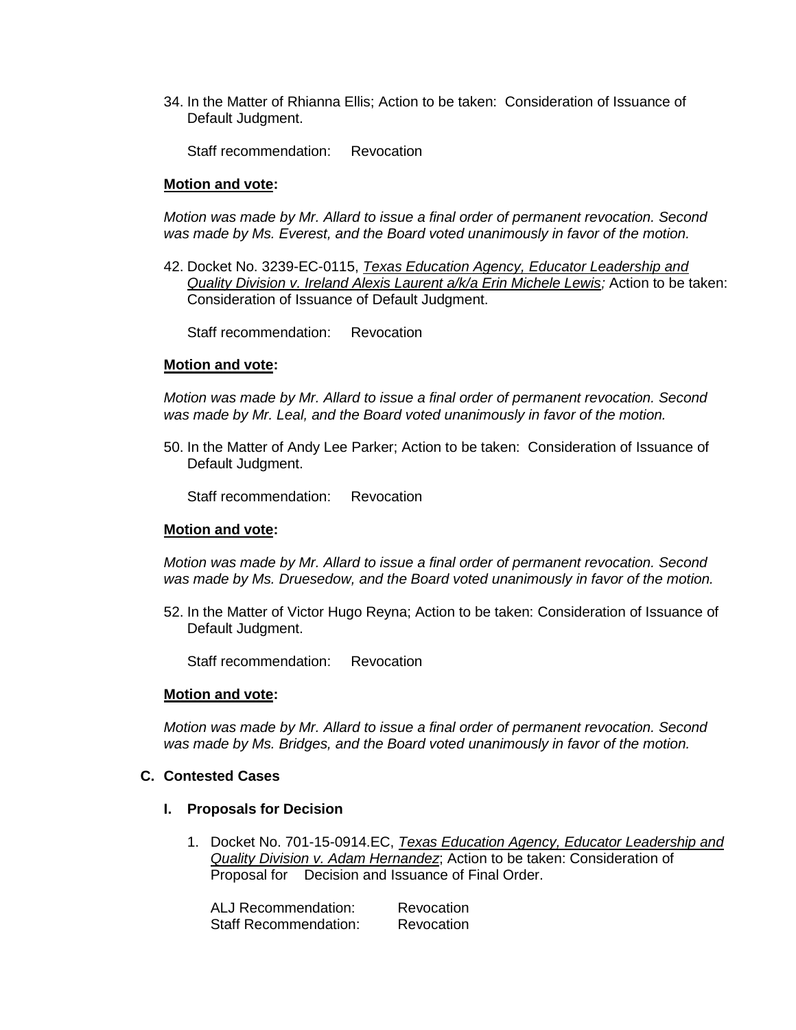34. In the Matter of Rhianna Ellis; Action to be taken: Consideration of Issuance of Default Judgment.

    Staff recommendation: Revocation

**Motion and vote:**

*Motion was made by Mr. Allard to issue a final order of permanent revocation. Second was made by Ms. Everest, and the Board voted unanimously in favor of the motion.*

42. Docket No. 3239-EC-0115, *Texas Education Agency, Educator Leadership and Quality Division v. Ireland Alexis Laurent a/k/a Erin Michele Lewis;* Action to be taken: Consideration of Issuance of Default Judgment.

    Staff recommendation: Revocation

**Motion and vote:**

*Motion was made by Mr. Allard to issue a final order of permanent revocation. Second was made by Mr. Leal, and the Board voted unanimously in favor of the motion.*

50. In the Matter of Andy Lee Parker; Action to be taken: Consideration of Issuance of Default Judgment.

    Staff recommendation: Revocation

**Motion and vote:**

*Motion was made by Mr. Allard to issue a final order of permanent revocation. Second was made by Ms. Druesedow, and the Board voted unanimously in favor of the motion.*

52. In the Matter of Victor Hugo Reyna; Action to be taken: Consideration of Issuance of Default Judgment.

    Staff recommendation: Revocation

**Motion and vote:**

*Motion was made by Mr. Allard to issue a final order of permanent revocation. Second was made by Ms. Bridges, and the Board voted unanimously in favor of the motion.*

## C. Contested Cases

### I. Proposals for Decision

1. Docket No. 701-15-0914.EC, *Texas Education Agency, Educator Leadership and Quality Division v. Adam Hernandez*; Action to be taken: Consideration of Proposal for Decision and Issuance of Final Order.

   ALJ Recommendation: Revocation
   Staff Recommendation: Revocation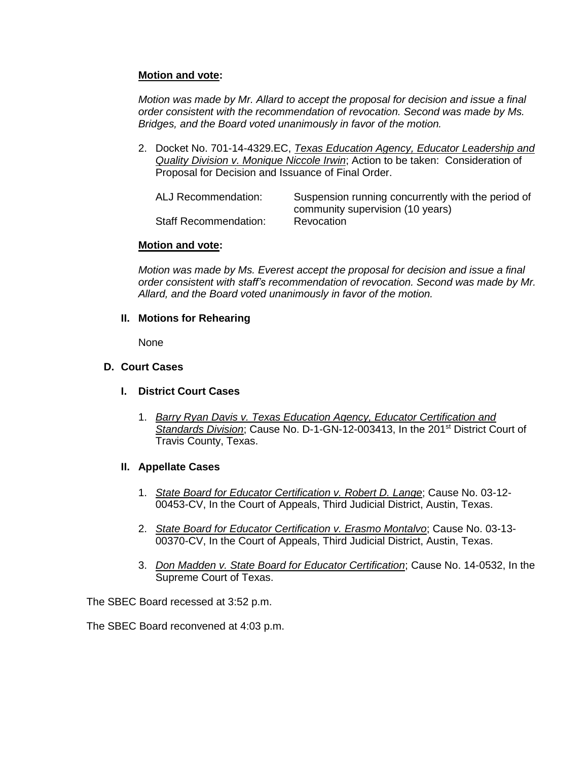**Motion and vote:**

*Motion was made by Mr. Allard to accept the proposal for decision and issue a final order consistent with the recommendation of revocation. Second was made by Ms. Bridges, and the Board voted unanimously in favor of the motion.*

2. Docket No. 701-14-4329.EC, *Texas Education Agency, Educator Leadership and Quality Division v. Monique Niccole Irwin*; Action to be taken: Consideration of Proposal for Decision and Issuance of Final Order.

   ALJ Recommendation: Suspension running concurrently with the period of community supervision (10 years)
   Staff Recommendation: Revocation

**Motion and vote:**

*Motion was made by Ms. Everest accept the proposal for decision and issue a final order consistent with staff's recommendation of revocation. Second was made by Mr. Allard, and the Board voted unanimously in favor of the motion.*

### II. Motions for Rehearing

None

## D. Court Cases

### I. District Court Cases

1. *Barry Ryan Davis v. Texas Education Agency, Educator Certification and Standards Division*; Cause No. D-1-GN-12-003413, In the 201st District Court of Travis County, Texas.

### II. Appellate Cases

1. *State Board for Educator Certification v. Robert D. Lange*; Cause No. 03-12-00453-CV, In the Court of Appeals, Third Judicial District, Austin, Texas.
2. *State Board for Educator Certification v. Erasmo Montalvo*; Cause No. 03-13-00370-CV, In the Court of Appeals, Third Judicial District, Austin, Texas.
3. *Don Madden v. State Board for Educator Certification*; Cause No. 14-0532, In the Supreme Court of Texas.

The SBEC Board recessed at 3:52 p.m.

The SBEC Board reconvened at 4:03 p.m.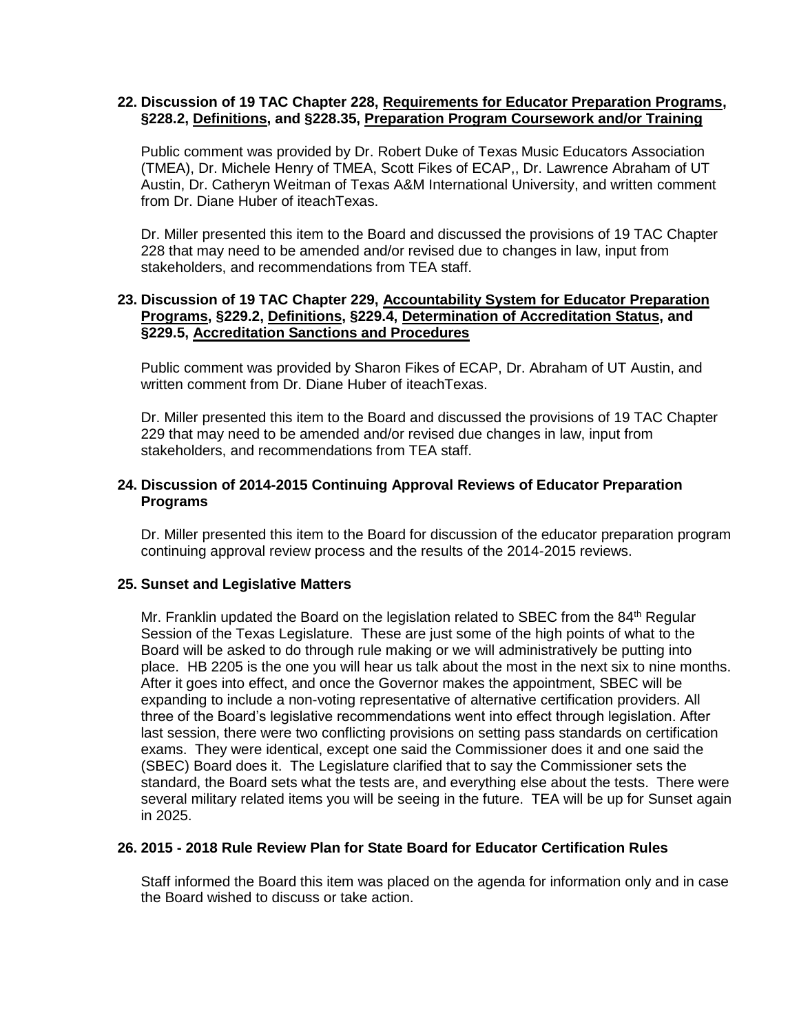**22. Discussion of 19 TAC Chapter 228, Requirements for Educator Preparation Programs, §228.2, Definitions, and §228.35, Preparation Program Coursework and/or Training**

Public comment was provided by Dr. Robert Duke of Texas Music Educators Association (TMEA), Dr. Michele Henry of TMEA, Scott Fikes of ECAP,, Dr. Lawrence Abraham of UT Austin, Dr. Catheryn Weitman of Texas A&M International University, and written comment from Dr. Diane Huber of iteachTexas.

Dr. Miller presented this item to the Board and discussed the provisions of 19 TAC Chapter 228 that may need to be amended and/or revised due to changes in law, input from stakeholders, and recommendations from TEA staff.

**23. Discussion of 19 TAC Chapter 229, Accountability System for Educator Preparation Programs, §229.2, Definitions, §229.4, Determination of Accreditation Status, and §229.5, Accreditation Sanctions and Procedures**

Public comment was provided by Sharon Fikes of ECAP, Dr. Abraham of UT Austin, and written comment from Dr. Diane Huber of iteachTexas.

Dr. Miller presented this item to the Board and discussed the provisions of 19 TAC Chapter 229 that may need to be amended and/or revised due changes in law, input from stakeholders, and recommendations from TEA staff.

**24. Discussion of 2014-2015 Continuing Approval Reviews of Educator Preparation Programs**

Dr. Miller presented this item to the Board for discussion of the educator preparation program continuing approval review process and the results of the 2014-2015 reviews.

**25. Sunset and Legislative Matters**

Mr. Franklin updated the Board on the legislation related to SBEC from the 84th Regular Session of the Texas Legislature. These are just some of the high points of what to the Board will be asked to do through rule making or we will administratively be putting into place. HB 2205 is the one you will hear us talk about the most in the next six to nine months. After it goes into effect, and once the Governor makes the appointment, SBEC will be expanding to include a non-voting representative of alternative certification providers. All three of the Board's legislative recommendations went into effect through legislation. After last session, there were two conflicting provisions on setting pass standards on certification exams. They were identical, except one said the Commissioner does it and one said the (SBEC) Board does it. The Legislature clarified that to say the Commissioner sets the standard, the Board sets what the tests are, and everything else about the tests. There were several military related items you will be seeing in the future. TEA will be up for Sunset again in 2025.

**26. 2015 - 2018 Rule Review Plan for State Board for Educator Certification Rules**

Staff informed the Board this item was placed on the agenda for information only and in case the Board wished to discuss or take action.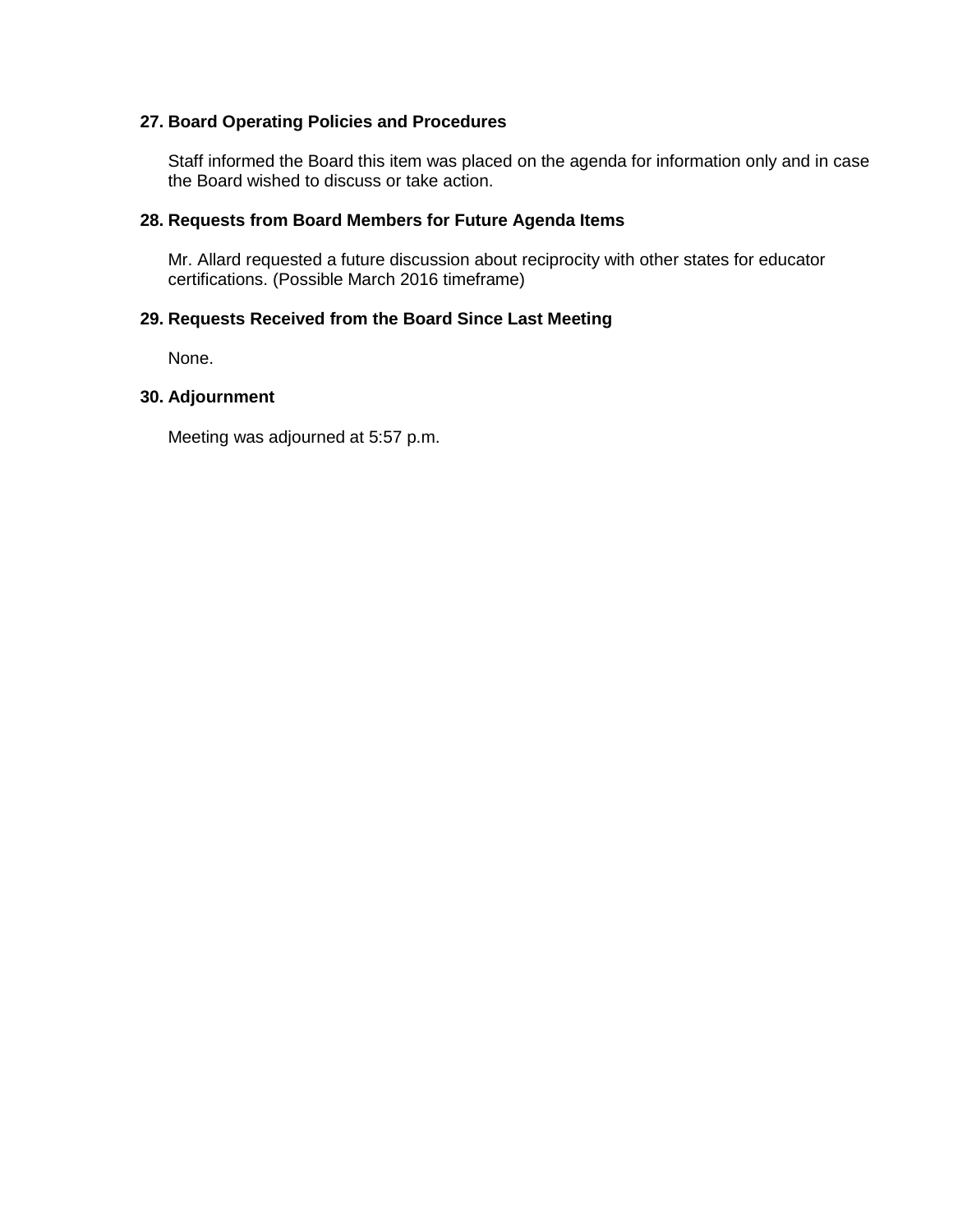**27. Board Operating Policies and Procedures**

Staff informed the Board this item was placed on the agenda for information only and in case the Board wished to discuss or take action.

**28. Requests from Board Members for Future Agenda Items**

Mr. Allard requested a future discussion about reciprocity with other states for educator certifications. (Possible March 2016 timeframe)

**29. Requests Received from the Board Since Last Meeting**

None.

**30. Adjournment**

Meeting was adjourned at 5:57 p.m.